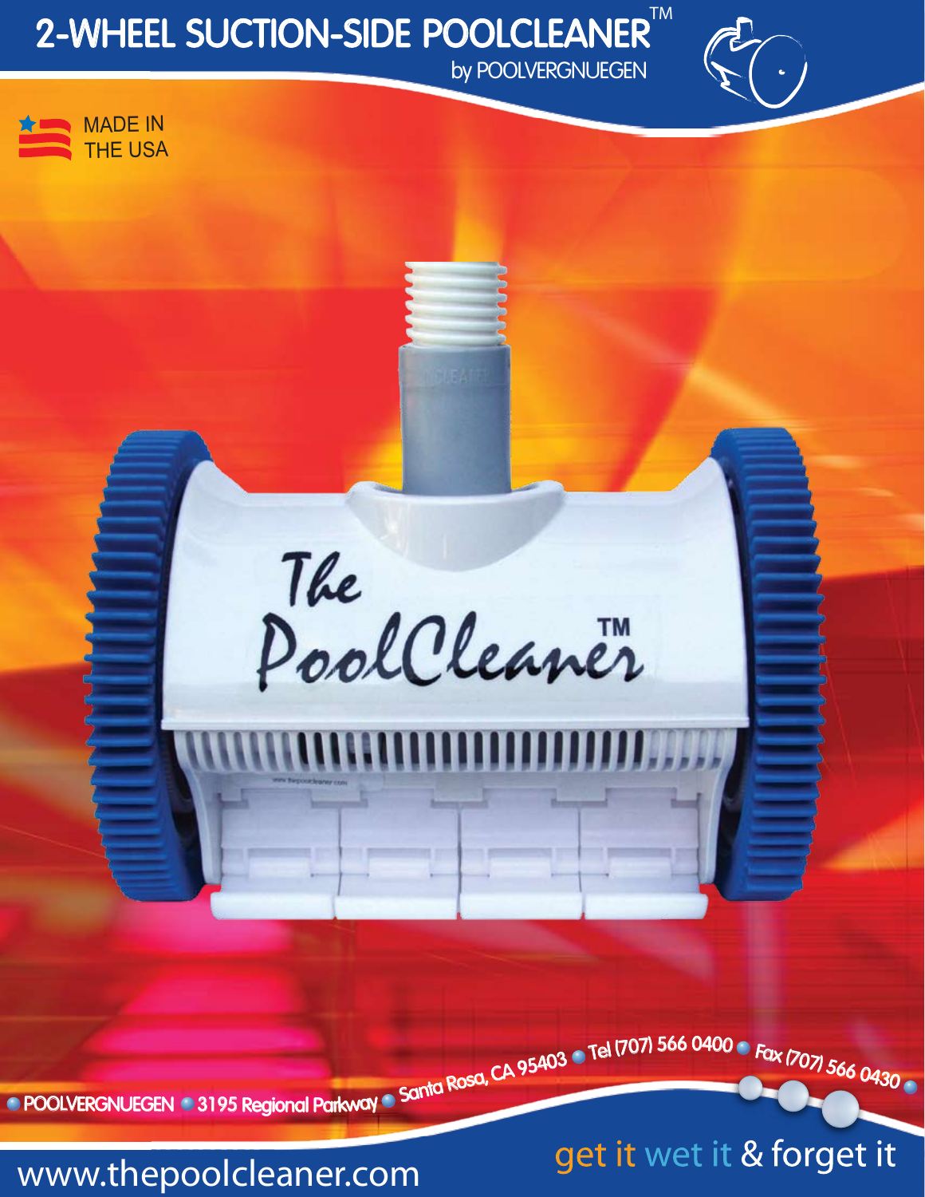# 2-WHEEL SUCTION-SIDE POOLCLEANER™

by POOLVERGNUEGEN

MADE IN THE USA

The PoolCleaner™

POOLVERGNUEGEN • 3195 Regional Parkway • Santa Rosa, CA 95403 • Tel (707) 566 0400 • Fax (707) 566 0430

www.thepoolcleaner.com

get it wet it & forget it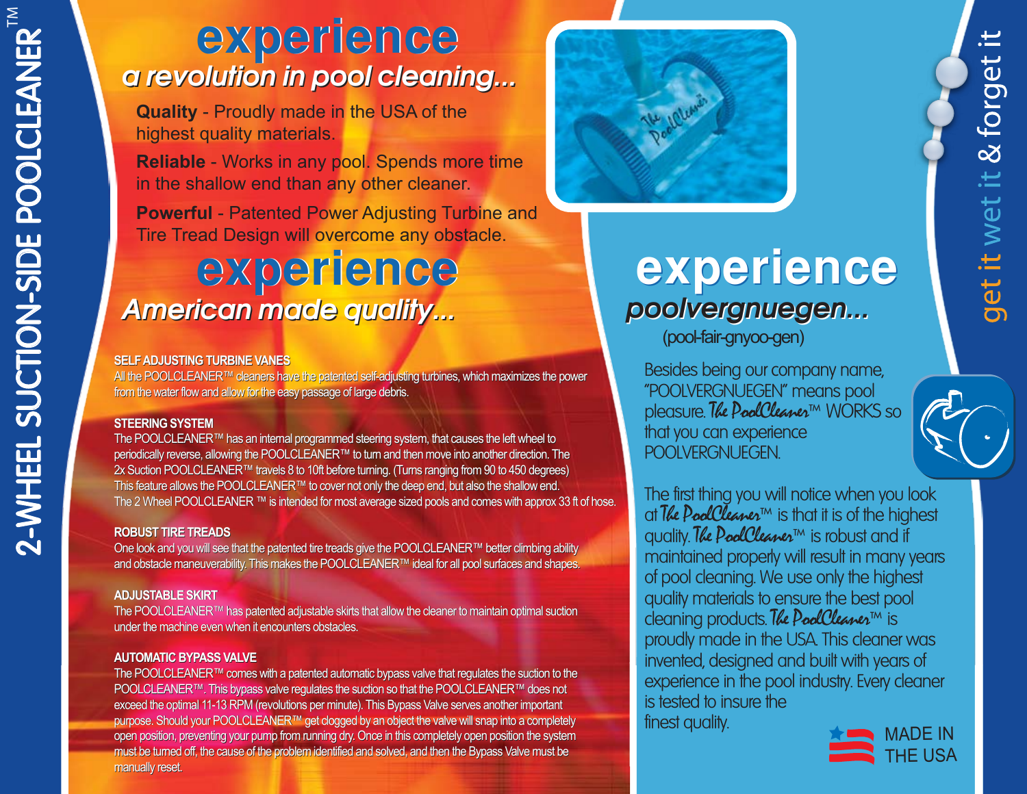2-WHEEL SUCTION-SIDE POOLCLEANER™

# experience

## *a revolution in pool cleaning...*

**Quality** - Proudly made in the USA of the highest quality materials.

**Reliable** - Works in any pool. Spends more time in the shallow end than any other cleaner.

**Powerful** - Patented Power Adjusting Turbine and Tire Tread Design will overcome any obstacle.

# experience

## *American made quality...*

### SELF ADJUSTING TURBINE VANES

All the POOLCLEANER™ cleaners have the patented self-adjusting turbines, which maximizes the power from the water flow and allow for the easy passage of large debris.

### STEERING SYSTEM

The POOLCLEANER™ has an internal programmed steering system, that causes the left wheel to periodically reverse, allowing the POOLCLEANER™ to turn and then move into another direction. The 2x Suction POOLCLEANER™ travels 8 to 10ft before turning. (Turns ranging from 90 to 450 degrees) This feature allows the POOLCLEANER™ to cover not only the deep end, but also the shallow end. The 2 Wheel POOLCLEANER ™ is intended for most average sized pools and comes with approx 33 ft of hose.

### ROBUST TIRE TREADS

One look and you will see that the patented tire treads give the POOLCLEANER™ better climbing ability and obstacle maneuverability. This makes the POOLCLEANER™ ideal for all pool surfaces and shapes.

### ADJUSTABLE SKIRT

The POOLCLEANER™ has patented adjustable skirts that allow the cleaner to maintain optimal suction under the machine even when it encounters obstacles.

### AUTOMATIC BYPASS VALVE

The POOLCLEANER™ comes with a patented automatic bypass valve that regulates the suction to the POOLCLEANER™. This bypass valve regulates the suction so that the POOLCLEANER™ does not exceed the optimal 11-13 RPM (revolutions per minute). This Bypass Valve serves another important purpose. Should your POOLCLEANER™ get clogged by an object the valve will snap into a completely open position, preventing your pump from running dry. Once in this completely open position the system must be turned off, the cause of the problem identified and solved, and then the Bypass Valve must be manually reset.

# experience

## *poolvergnuegen...*

(pool-fair-gnyoo-gen)

Besides being our company name, "POOLVERGNUEGEN" means pool pleasure. The PoolCleaner™ WORKS so that you can experience POOLVERGNUEGEN.

The first thing you will notice when you look at The PoolCleaner™ is that it is of the highest quality. The PoolCleaner™ is robust and if maintained properly will result in many years of pool cleaning. We use only the highest quality materials to ensure the best pool cleaning products. The PoolCleaner™ is proudly made in the USA. This cleaner was invented, designed and built with years of experience in the pool industry. Every cleaner is tested to insure the finest quality.

MADE IN THE USA

get it wet it & forget it